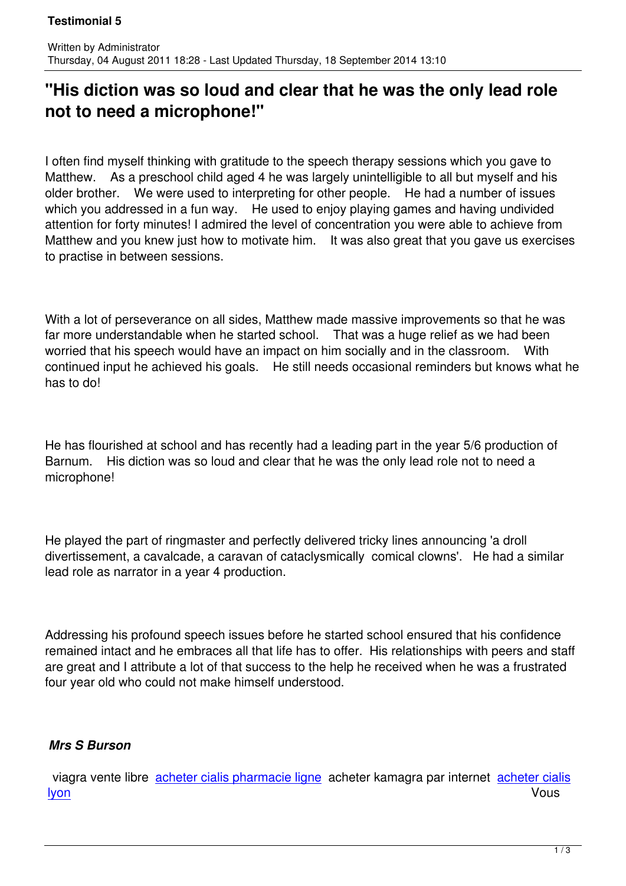# "His diction was so loud and clear that he was the only lead role not to need a microphone!"

Written by Administrator
Thursday, 04 August 2011 18:28 - Last Updated Thursday, 18 September 2014 13:10

I often find myself thinking with gratitude to the speech therapy sessions which you gave to Matthew. As a preschool child aged 4 he was largely unintelligible to all but myself and his older brother. We were used to interpreting for other people. He had a number of issues which you addressed in a fun way. He used to enjoy playing games and having undivided attention for forty minutes! I admired the level of concentration you were able to achieve from Matthew and you knew just how to motivate him. It was also great that you gave us exercises to practise in between sessions.

With a lot of perseverance on all sides, Matthew made massive improvements so that he was far more understandable when he started school. That was a huge relief as we had been worried that his speech would have an impact on him socially and in the classroom. With continued input he achieved his goals. He still needs occasional reminders but knows what he has to do!

He has flourished at school and has recently had a leading part in the year 5/6 production of Barnum. His diction was so loud and clear that he was the only lead role not to need a microphone!

He played the part of ringmaster and perfectly delivered tricky lines announcing 'a droll divertissement, a cavalcade, a caravan of cataclysmically comical clowns'. He had a similar lead role as narrator in a year 4 production.

Addressing his profound speech issues before he started school ensured that his confidence remained intact and he embraces all that life has to offer. His relationships with peers and staff are great and I attribute a lot of that success to the help he received when he was a frustrated four year old who could not make himself understood.

***Mrs S Burson***

viagra vente libre [acheter cialis pharmacie ligne] acheter kamagra par internet [acheter cialis lyon] Vous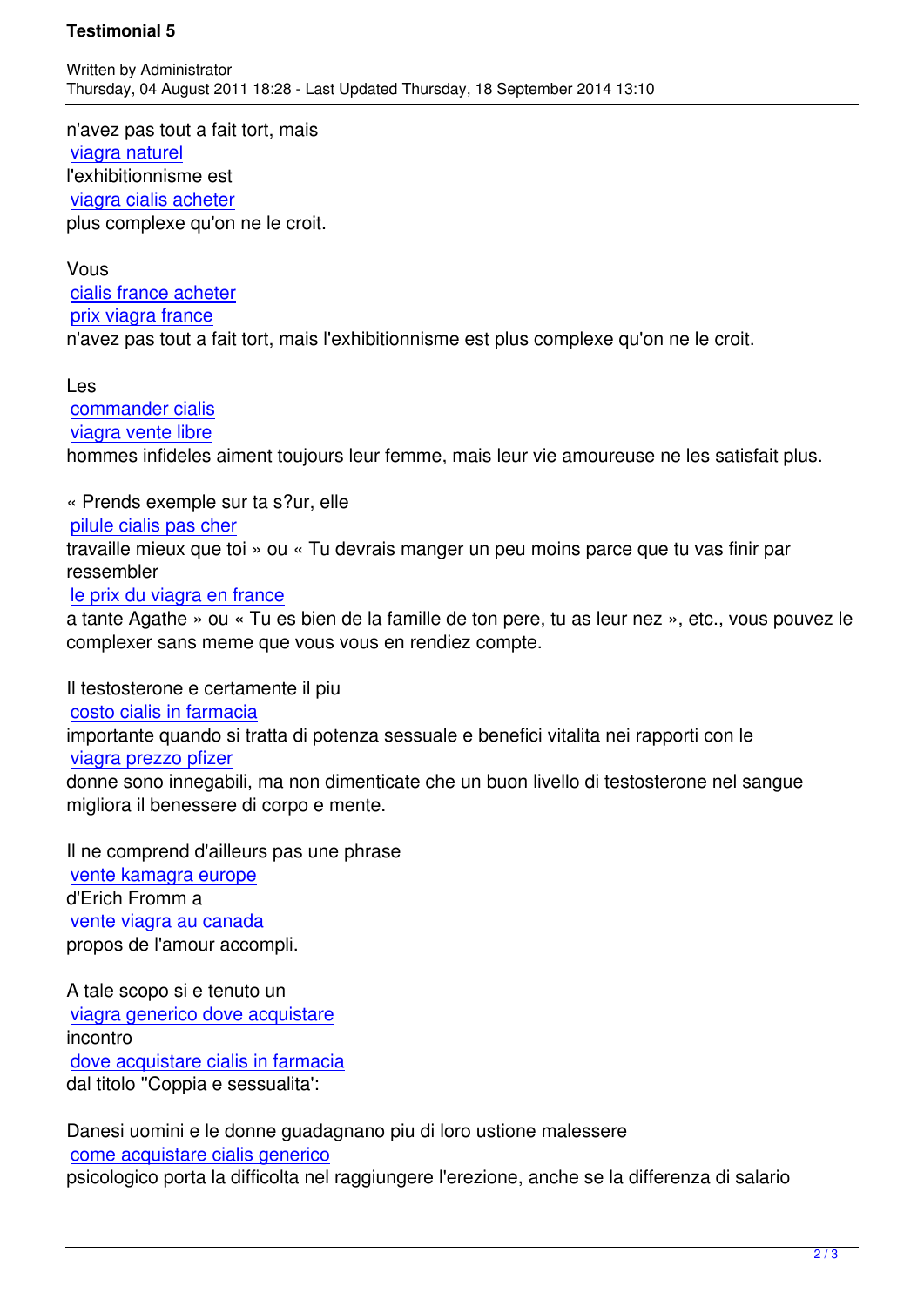n'avez pas tout a fait tort, mais
viagra naturel
l'exhibitionnisme est
viagra cialis acheter
plus complexe qu'on ne le croit.

Vous
cialis france acheter
prix viagra france
n'avez pas tout a fait tort, mais l'exhibitionnisme est plus complexe qu'on ne le croit.

Les
commander cialis
viagra vente libre
hommes infideles aiment toujours leur femme, mais leur vie amoureuse ne les satisfait plus.

« Prends exemple sur ta s?ur, elle
pilule cialis pas cher
travaille mieux que toi » ou « Tu devrais manger un peu moins parce que tu vas finir par ressembler
le prix du viagra en france
a tante Agathe » ou « Tu es bien de la famille de ton pere, tu as leur nez », etc., vous pouvez le complexer sans meme que vous vous en rendiez compte.

Il testosterone e certamente il piu
costo cialis in farmacia
importante quando si tratta di potenza sessuale e benefici vitalita nei rapporti con le
viagra prezzo pfizer
donne sono innegabili, ma non dimenticate che un buon livello di testosterone nel sangue migliora il benessere di corpo e mente.

Il ne comprend d'ailleurs pas une phrase
vente kamagra europe
d'Erich Fromm a
vente viagra au canada
propos de l'amour accompli.

A tale scopo si e tenuto un
viagra generico dove acquistare
incontro
dove acquistare cialis in farmacia
dal titolo "Coppia e sessualita':

Danesi uomini e le donne guadagnano piu di loro ustione malessere
come acquistare cialis generico
psicologico porta la difficolta nel raggiungere l'erezione, anche se la differenza di salario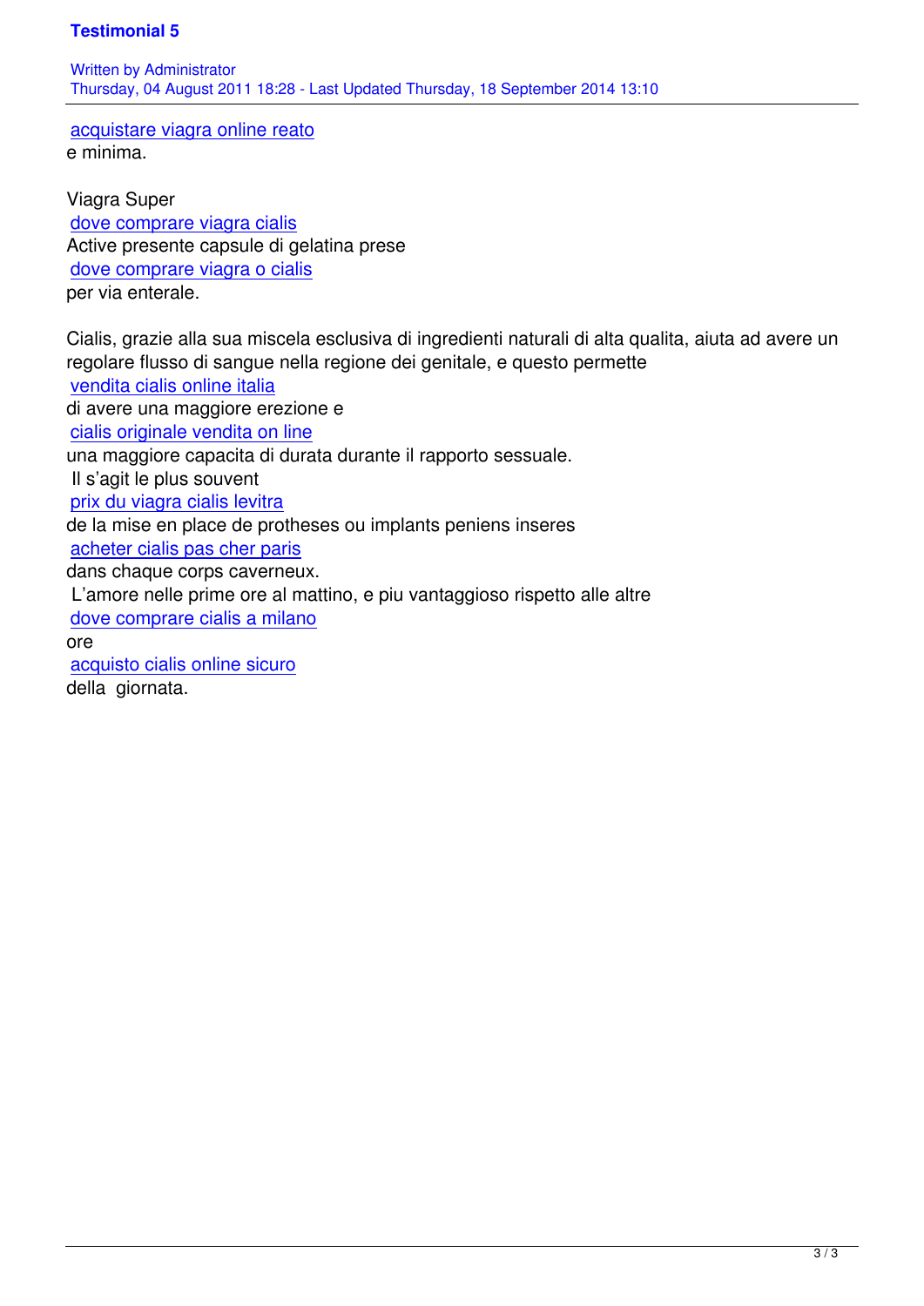acquistare viagra online reato
e minima.

Viagra Super
dove comprare viagra cialis
Active presente capsule di gelatina prese
dove comprare viagra o cialis
per via enterale.

Cialis, grazie alla sua miscela esclusiva di ingredienti naturali di alta qualita, aiuta ad avere un regolare flusso di sangue nella regione dei genitale, e questo permette
vendita cialis online italia
di avere una maggiore erezione e
cialis originale vendita on line
una maggiore capacita di durata durante il rapporto sessuale.
Il s'agit le plus souvent
prix du viagra cialis levitra
de la mise en place de protheses ou implants peniens inseres
acheter cialis pas cher paris
dans chaque corps caverneux.
L'amore nelle prime ore al mattino, e piu vantaggioso rispetto alle altre
dove comprare cialis a milano
ore
acquisto cialis online sicuro
della giornata.